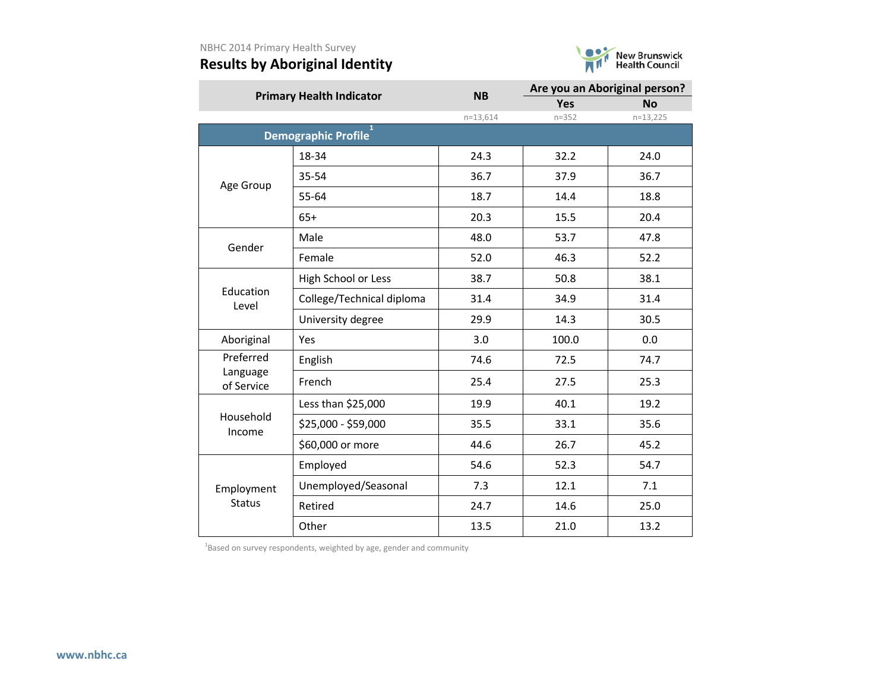NBHC 2014 Primary Health Survey

# Results by Aboriginal Identity

| Primary Health Indicator | | NB | Are you an Aboriginal person? | |
|---|---|---|---|---|
| | | | Yes | No |
| | | n=13,614 | n=352 | n=13,225 |
| **Demographic Profile**[1] | | | | |
| Age Group | 18-34 | 24.3 | 32.2 | 24.0 |
| | 35-54 | 36.7 | 37.9 | 36.7 |
| | 55-64 | 18.7 | 14.4 | 18.8 |
| | 65+ | 20.3 | 15.5 | 20.4 |
| Gender | Male | 48.0 | 53.7 | 47.8 |
| | Female | 52.0 | 46.3 | 52.2 |
| Education Level | High School or Less | 38.7 | 50.8 | 38.1 |
| | College/Technical diploma | 31.4 | 34.9 | 31.4 |
| | University degree | 29.9 | 14.3 | 30.5 |
| Aboriginal | Yes | 3.0 | 100.0 | 0.0 |
| Preferred Language of Service | English | 74.6 | 72.5 | 74.7 |
| | French | 25.4 | 27.5 | 25.3 |
| Household Income | Less than $25,000 | 19.9 | 40.1 | 19.2 |
| | $25,000 - $59,000 | 35.5 | 33.1 | 35.6 |
| | $60,000 or more | 44.6 | 26.7 | 45.2 |
| Employment Status | Employed | 54.6 | 52.3 | 54.7 |
| | Unemployed/Seasonal | 7.3 | 12.1 | 7.1 |
| | Retired | 24.7 | 14.6 | 25.0 |
| | Other | 13.5 | 21.0 | 13.2 |

[1]Based on survey respondents, weighted by age, gender and community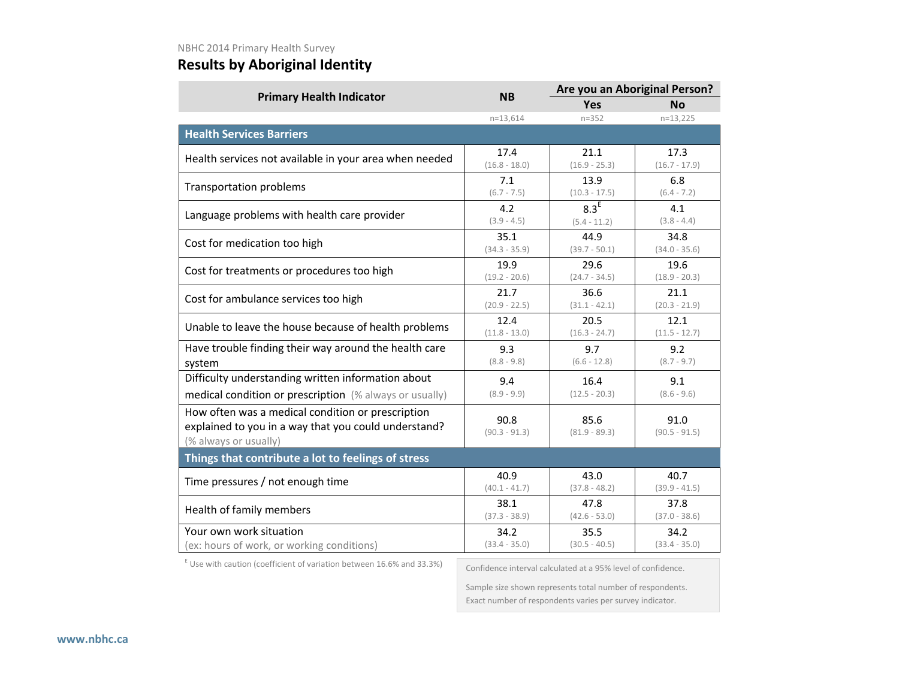NBHC 2014 Primary Health Survey

## Results by Aboriginal Identity

| Primary Health Indicator | NB | Are you an Aboriginal Person? | |
|---|---|---|---|
| | | Yes | No |
| | n=13,614 | n=352 | n=13,225 |
| **Health Services Barriers** | | | |
| Health services not available in your area when needed | 17.4 (16.8 - 18.0) | 21.1 (16.9 - 25.3) | 17.3 (16.7 - 17.9) |
| Transportation problems | 7.1 (6.7 - 7.5) | 13.9 (10.3 - 17.5) | 6.8 (6.4 - 7.2) |
| Language problems with health care provider | 4.2 (3.9 - 4.5) | 8.3[E] (5.4 - 11.2) | 4.1 (3.8 - 4.4) |
| Cost for medication too high | 35.1 (34.3 - 35.9) | 44.9 (39.7 - 50.1) | 34.8 (34.0 - 35.6) |
| Cost for treatments or procedures too high | 19.9 (19.2 - 20.6) | 29.6 (24.7 - 34.5) | 19.6 (18.9 - 20.3) |
| Cost for ambulance services too high | 21.7 (20.9 - 22.5) | 36.6 (31.1 - 42.1) | 21.1 (20.3 - 21.9) |
| Unable to leave the house because of health problems | 12.4 (11.8 - 13.0) | 20.5 (16.3 - 24.7) | 12.1 (11.5 - 12.7) |
| Have trouble finding their way around the health care system | 9.3 (8.8 - 9.8) | 9.7 (6.6 - 12.8) | 9.2 (8.7 - 9.7) |
| Difficulty understanding written information about medical condition or prescription (% always or usually) | 9.4 (8.9 - 9.9) | 16.4 (12.5 - 20.3) | 9.1 (8.6 - 9.6) |
| How often was a medical condition or prescription explained to you in a way that you could understand? (% always or usually) | 90.8 (90.3 - 91.3) | 85.6 (81.9 - 89.3) | 91.0 (90.5 - 91.5) |
| **Things that contribute a lot to feelings of stress** | | | |
| Time pressures / not enough time | 40.9 (40.1 - 41.7) | 43.0 (37.8 - 48.2) | 40.7 (39.9 - 41.5) |
| Health of family members | 38.1 (37.3 - 38.9) | 47.8 (42.6 - 53.0) | 37.8 (37.0 - 38.6) |
| Your own work situation (ex: hours of work, or working conditions) | 34.2 (33.4 - 35.0) | 35.5 (30.5 - 40.5) | 34.2 (33.4 - 35.0) |

[E] Use with caution (coefficient of variation between 16.6% and 33.3%)

Confidence interval calculated at a 95% level of confidence.

Sample size shown represents total number of respondents. Exact number of respondents varies per survey indicator.

www.nbhc.ca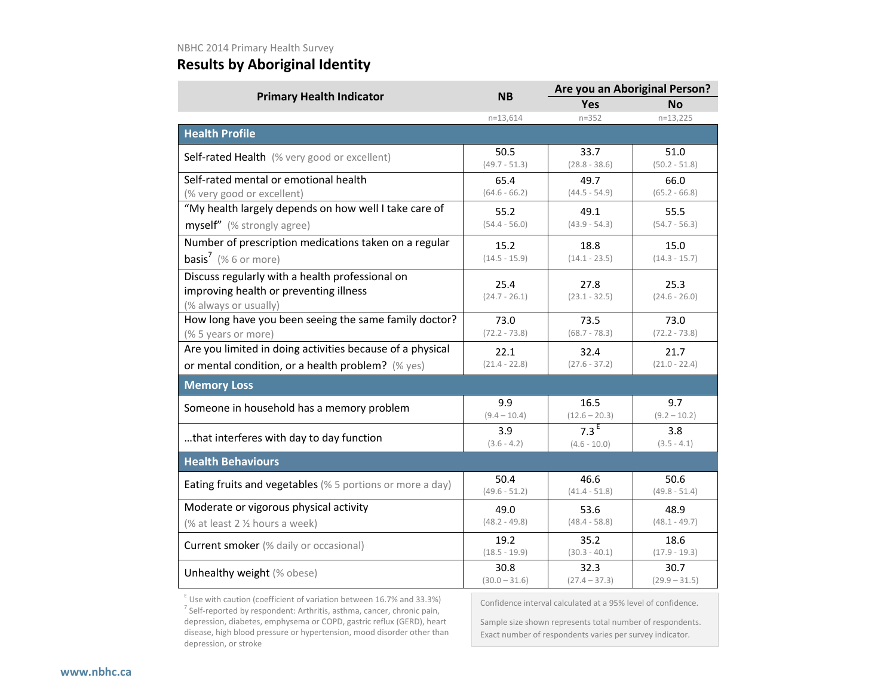NBHC 2014 Primary Health Survey

## Results by Aboriginal Identity

| Primary Health Indicator | NB | Are you an Aboriginal Person? | |
|---|---|---|---|
| | | Yes | No |
| | n=13,614 | n=352 | n=13,225 |
| **Health Profile** | | | |
| Self-rated Health (% very good or excellent) | 50.5 (49.7 - 51.3) | 33.7 (28.8 - 38.6) | 51.0 (50.2 - 51.8) |
| Self-rated mental or emotional health (% very good or excellent) | 65.4 (64.6 - 66.2) | 49.7 (44.5 - 54.9) | 66.0 (65.2 - 66.8) |
| "My health largely depends on how well I take care of myself" (% strongly agree) | 55.2 (54.4 - 56.0) | 49.1 (43.9 - 54.3) | 55.5 (54.7 - 56.3) |
| Number of prescription medications taken on a regular basis[7] (% 6 or more) | 15.2 (14.5 - 15.9) | 18.8 (14.1 - 23.5) | 15.0 (14.3 - 15.7) |
| Discuss regularly with a health professional on improving health or preventing illness (% always or usually) | 25.4 (24.7 - 26.1) | 27.8 (23.1 - 32.5) | 25.3 (24.6 - 26.0) |
| How long have you been seeing the same family doctor? (% 5 years or more) | 73.0 (72.2 - 73.8) | 73.5 (68.7 - 78.3) | 73.0 (72.2 - 73.8) |
| Are you limited in doing activities because of a physical or mental condition, or a health problem? (% yes) | 22.1 (21.4 - 22.8) | 32.4 (27.6 - 37.2) | 21.7 (21.0 - 22.4) |
| **Memory Loss** | | | |
| Someone in household has a memory problem | 9.9 (9.4 – 10.4) | 16.5 (12.6 – 20.3) | 9.7 (9.2 – 10.2) |
| ...that interferes with day to day function | 3.9 (3.6 - 4.2) | 7.3 [E] (4.6 - 10.0) | 3.8 (3.5 - 4.1) |
| **Health Behaviours** | | | |
| Eating fruits and vegetables (% 5 portions or more a day) | 50.4 (49.6 - 51.2) | 46.6 (41.4 - 51.8) | 50.6 (49.8 - 51.4) |
| Moderate or vigorous physical activity (% at least 2 ½ hours a week) | 49.0 (48.2 - 49.8) | 53.6 (48.4 - 58.8) | 48.9 (48.1 - 49.7) |
| Current smoker (% daily or occasional) | 19.2 (18.5 - 19.9) | 35.2 (30.3 - 40.1) | 18.6 (17.9 - 19.3) |
| Unhealthy weight (% obese) | 30.8 (30.0 – 31.6) | 32.3 (27.4 – 37.3) | 30.7 (29.9 – 31.5) |

[E] Use with caution (coefficient of variation between 16.7% and 33.3%)

[7] Self-reported by respondent: Arthritis, asthma, cancer, chronic pain, depression, diabetes, emphysema or COPD, gastric reflux (GERD), heart disease, high blood pressure or hypertension, mood disorder other than depression, or stroke

Confidence interval calculated at a 95% level of confidence.

Sample size shown represents total number of respondents. Exact number of respondents varies per survey indicator.

www.nbhc.ca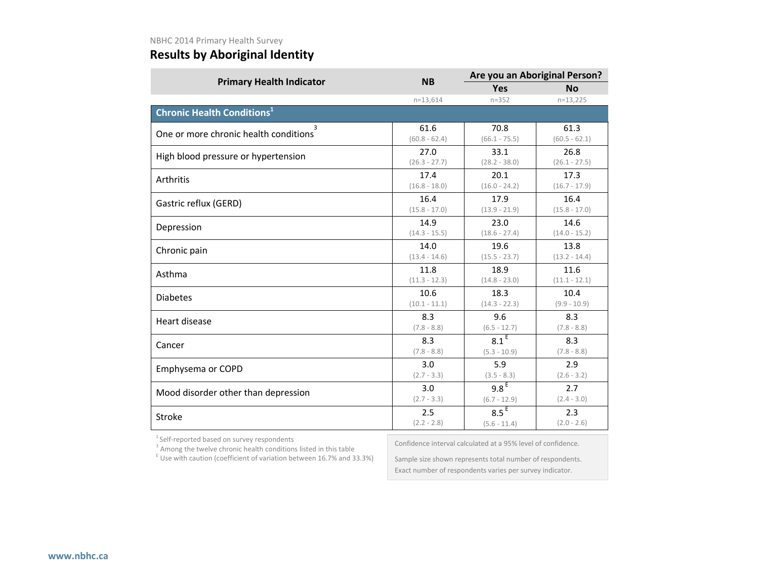NBHC 2014 Primary Health Survey

## Results by Aboriginal Identity

| Primary Health Indicator | NB | Are you an Aboriginal Person? | |
|---|---|---|---|
| | | Yes | No |
| | n=13,614 | n=352 | n=13,225 |
| **Chronic Health Conditions[1]** | | | |
| One or more chronic health conditions[3] | 61.6 (60.8 - 62.4) | 70.8 (66.1 - 75.5) | 61.3 (60.5 - 62.1) |
| High blood pressure or hypertension | 27.0 (26.3 - 27.7) | 33.1 (28.2 - 38.0) | 26.8 (26.1 - 27.5) |
| Arthritis | 17.4 (16.8 - 18.0) | 20.1 (16.0 - 24.2) | 17.3 (16.7 - 17.9) |
| Gastric reflux (GERD) | 16.4 (15.8 - 17.0) | 17.9 (13.9 - 21.9) | 16.4 (15.8 - 17.0) |
| Depression | 14.9 (14.3 - 15.5) | 23.0 (18.6 - 27.4) | 14.6 (14.0 - 15.2) |
| Chronic pain | 14.0 (13.4 - 14.6) | 19.6 (15.5 - 23.7) | 13.8 (13.2 - 14.4) |
| Asthma | 11.8 (11.3 - 12.3) | 18.9 (14.8 - 23.0) | 11.6 (11.1 - 12.1) |
| Diabetes | 10.6 (10.1 - 11.1) | 18.3 (14.3 - 22.3) | 10.4 (9.9 - 10.9) |
| Heart disease | 8.3 (7.8 - 8.8) | 9.6 (6.5 - 12.7) | 8.3 (7.8 - 8.8) |
| Cancer | 8.3 (7.8 - 8.8) | 8.1 E (5.3 - 10.9) | 8.3 (7.8 - 8.8) |
| Emphysema or COPD | 3.0 (2.7 - 3.3) | 5.9 (3.5 - 8.3) | 2.9 (2.6 - 3.2) |
| Mood disorder other than depression | 3.0 (2.7 - 3.3) | 9.8 E (6.7 - 12.9) | 2.7 (2.4 - 3.0) |
| Stroke | 2.5 (2.2 - 2.8) | 8.5 E (5.6 - 11.4) | 2.3 (2.0 - 2.6) |

[1] Self-reported based on survey respondents
[3] Among the twelve chronic health conditions listed in this table
E Use with caution (coefficient of variation between 16.7% and 33.3%)

Confidence interval calculated at a 95% level of confidence.

Sample size shown represents total number of respondents. Exact number of respondents varies per survey indicator.

www.nbhc.ca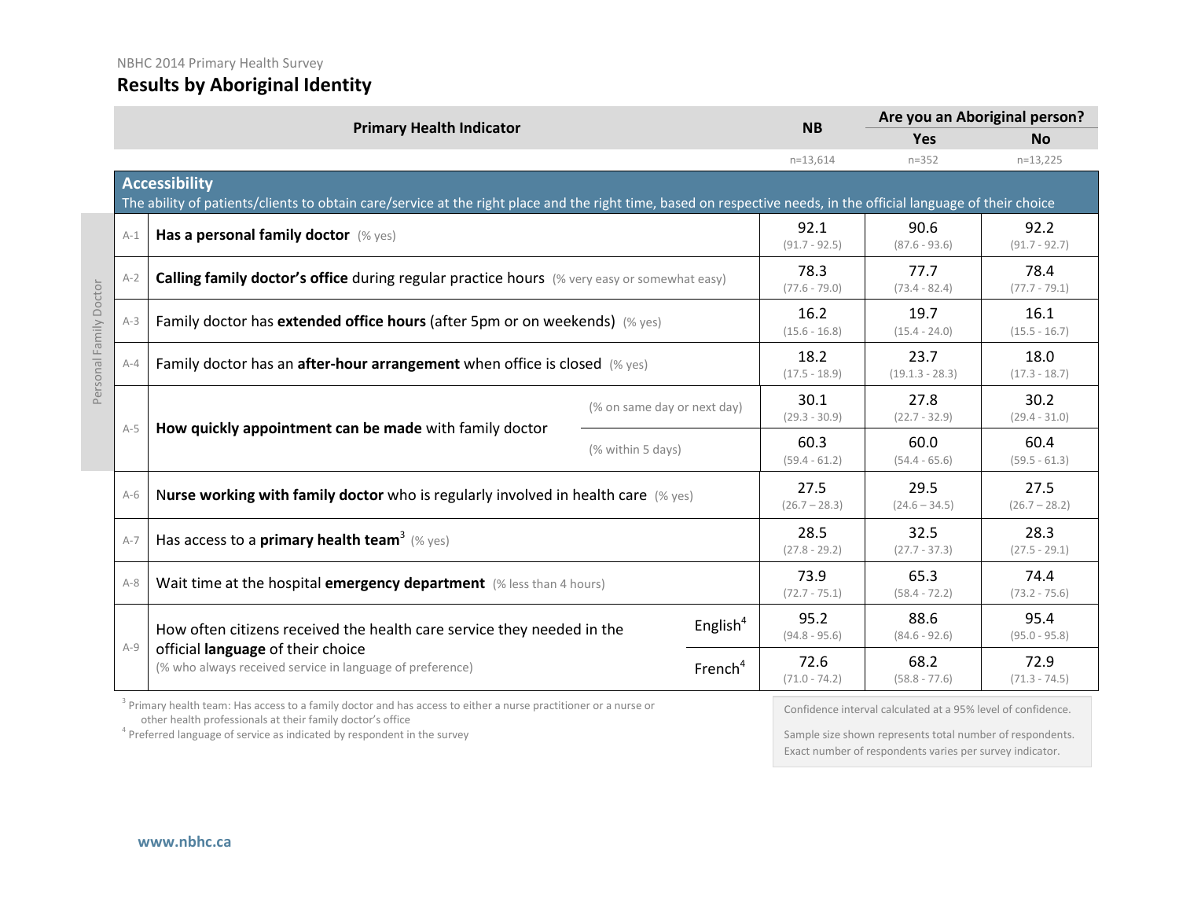NBHC 2014 Primary Health Survey

# Results by Aboriginal Identity

| | Primary Health Indicator | | NB | Are you an Aboriginal person? Yes | No |
|---|---|---|---|---|---|
| | | | n=13,614 | n=352 | n=13,225 |
| **Accessibility** The ability of patients/clients to obtain care/service at the right place and the right time, based on respective needs, in the official language of their choice | | | | | |
| A-1 | **Has a personal family doctor** (% yes) | | 92.1 (91.7 - 92.5) | 90.6 (87.6 - 93.6) | 92.2 (91.7 - 92.7) |
| A-2 | **Calling family doctor's office** during regular practice hours (% very easy or somewhat easy) | | 78.3 (77.6 - 79.0) | 77.7 (73.4 - 82.4) | 78.4 (77.7 - 79.1) |
| A-3 | Family doctor has **extended office hours** (after 5pm or on weekends) (% yes) | | 16.2 (15.6 - 16.8) | 19.7 (15.4 - 24.0) | 16.1 (15.5 - 16.7) |
| A-4 | Family doctor has an **after-hour arrangement** when office is closed (% yes) | | 18.2 (17.5 - 18.9) | 23.7 (19.1.3 - 28.3) | 18.0 (17.3 - 18.7) |
| A-5 | **How quickly appointment can be made** with family doctor | (% on same day or next day) | 30.1 (29.3 - 30.9) | 27.8 (22.7 - 32.9) | 30.2 (29.4 - 31.0) |
| | | (% within 5 days) | 60.3 (59.4 - 61.2) | 60.0 (54.4 - 65.6) | 60.4 (59.5 - 61.3) |
| A-6 | **Nurse working with family doctor** who is regularly involved in health care (% yes) | | 27.5 (26.7 – 28.3) | 29.5 (24.6 – 34.5) | 27.5 (26.7 – 28.2) |
| A-7 | Has access to a **primary health team**[3] (% yes) | | 28.5 (27.8 - 29.2) | 32.5 (27.7 - 37.3) | 28.3 (27.5 - 29.1) |
| A-8 | Wait time at the hospital **emergency department** (% less than 4 hours) | | 73.9 (72.7 - 75.1) | 65.3 (58.4 - 72.2) | 74.4 (73.2 - 75.6) |
| A-9 | How often citizens received the health care service they needed in the official **language** of their choice (% who always received service in language of preference) | English[4] | 95.2 (94.8 - 95.6) | 88.6 (84.6 - 92.6) | 95.4 (95.0 - 95.8) |
| | | French[4] | 72.6 (71.0 - 74.2) | 68.2 (58.8 - 77.6) | 72.9 (71.3 - 74.5) |

Personal Family Doctor (A-1 to A-5)

[3] Primary health team: Has access to a family doctor and has access to either a nurse practitioner or a nurse or other health professionals at their family doctor's office

[4] Preferred language of service as indicated by respondent in the survey

Confidence interval calculated at a 95% level of confidence.

Sample size shown represents total number of respondents. Exact number of respondents varies per survey indicator.

www.nbhc.ca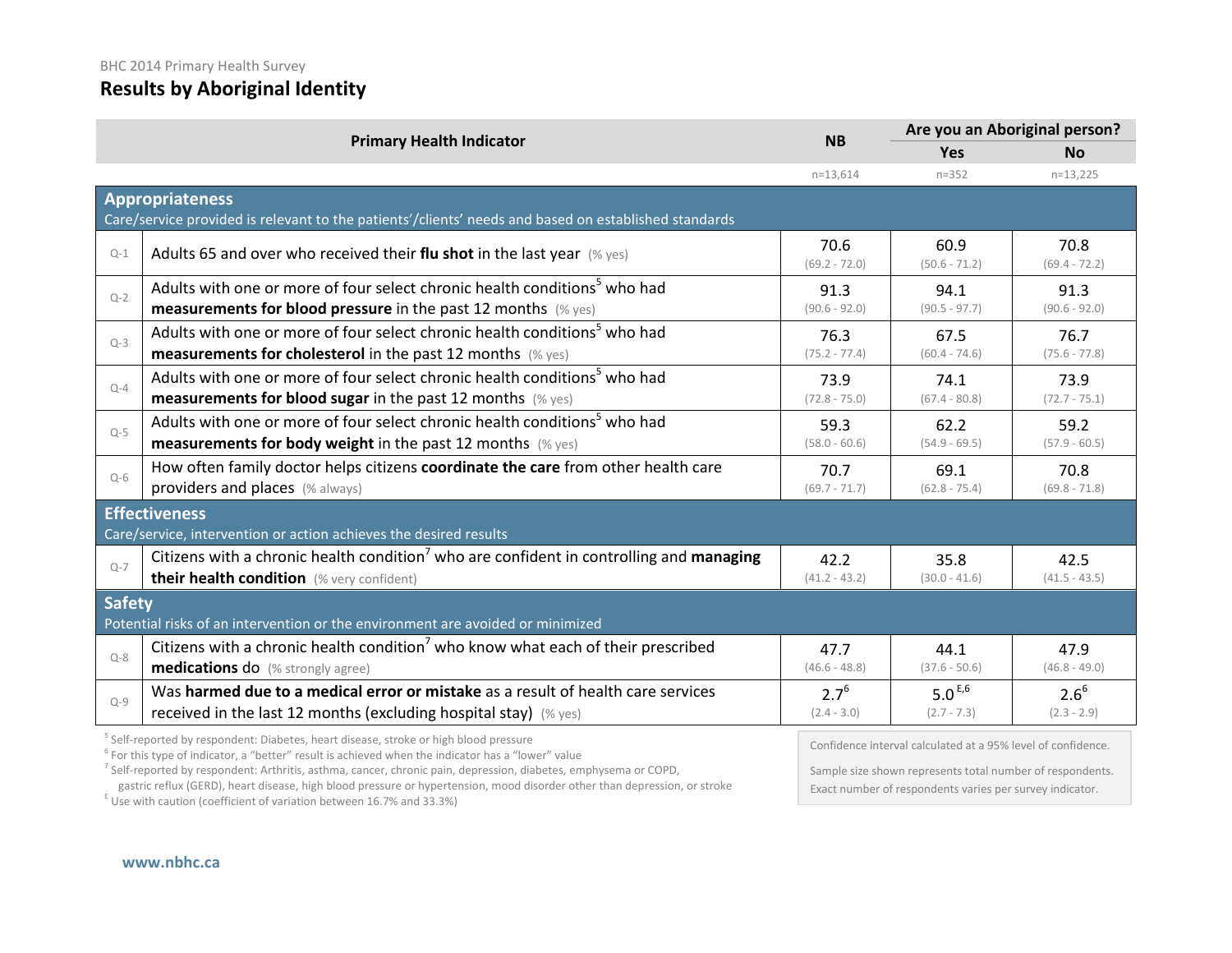BHC 2014 Primary Health Survey

## Results by Aboriginal Identity

| | Primary Health Indicator | NB | Are you an Aboriginal person? | |
|---|---|---|---|---|
| | | | **Yes** | **No** |
| | | n=13,614 | n=352 | n=13,225 |
| **Appropriateness** — Care/service provided is relevant to the patients'/clients' needs and based on established standards | | | | |
| Q-1 | Adults 65 and over who received their **flu shot** in the last year (% yes) | 70.6 (69.2 - 72.0) | 60.9 (50.6 - 71.2) | 70.8 (69.4 - 72.2) |
| Q-2 | Adults with one or more of four select chronic health conditions[5] who had **measurements for blood pressure** in the past 12 months (% yes) | 91.3 (90.6 - 92.0) | 94.1 (90.5 - 97.7) | 91.3 (90.6 - 92.0) |
| Q-3 | Adults with one or more of four select chronic health conditions[5] who had **measurements for cholesterol** in the past 12 months (% yes) | 76.3 (75.2 - 77.4) | 67.5 (60.4 - 74.6) | 76.7 (75.6 - 77.8) |
| Q-4 | Adults with one or more of four select chronic health conditions[5] who had **measurements for blood sugar** in the past 12 months (% yes) | 73.9 (72.8 - 75.0) | 74.1 (67.4 - 80.8) | 73.9 (72.7 - 75.1) |
| Q-5 | Adults with one or more of four select chronic health conditions[5] who had **measurements for body weight** in the past 12 months (% yes) | 59.3 (58.0 - 60.6) | 62.2 (54.9 - 69.5) | 59.2 (57.9 - 60.5) |
| Q-6 | How often family doctor helps citizens **coordinate the care** from other health care providers and places (% always) | 70.7 (69.7 - 71.7) | 69.1 (62.8 - 75.4) | 70.8 (69.8 - 71.8) |
| **Effectiveness** — Care/service, intervention or action achieves the desired results | | | | |
| Q-7 | Citizens with a chronic health condition[7] who are confident in controlling and **managing their health condition** (% very confident) | 42.2 (41.2 - 43.2) | 35.8 (30.0 - 41.6) | 42.5 (41.5 - 43.5) |
| **Safety** — Potential risks of an intervention or the environment are avoided or minimized | | | | |
| Q-8 | Citizens with a chronic health condition[7] who know what each of their prescribed **medications do** (% strongly agree) | 47.7 (46.6 - 48.8) | 44.1 (37.6 - 50.6) | 47.9 (46.8 - 49.0) |
| Q-9 | Was **harmed due to a medical error or mistake** as a result of health care services received in the last 12 months (excluding hospital stay) (% yes) | 2.7[6] (2.4 - 3.0) | 5.0[E,6] (2.7 - 7.3) | 2.6[6] (2.3 - 2.9) |

[5] Self-reported by respondent: Diabetes, heart disease, stroke or high blood pressure
[6] For this type of indicator, a "better" result is achieved when the indicator has a "lower" value
[7] Self-reported by respondent: Arthritis, asthma, cancer, chronic pain, depression, diabetes, emphysema or COPD, gastric reflux (GERD), heart disease, high blood pressure or hypertension, mood disorder other than depression, or stroke
[E] Use with caution (coefficient of variation between 16.7% and 33.3%)

Confidence interval calculated at a 95% level of confidence.

Sample size shown represents total number of respondents. Exact number of respondents varies per survey indicator.

www.nbhc.ca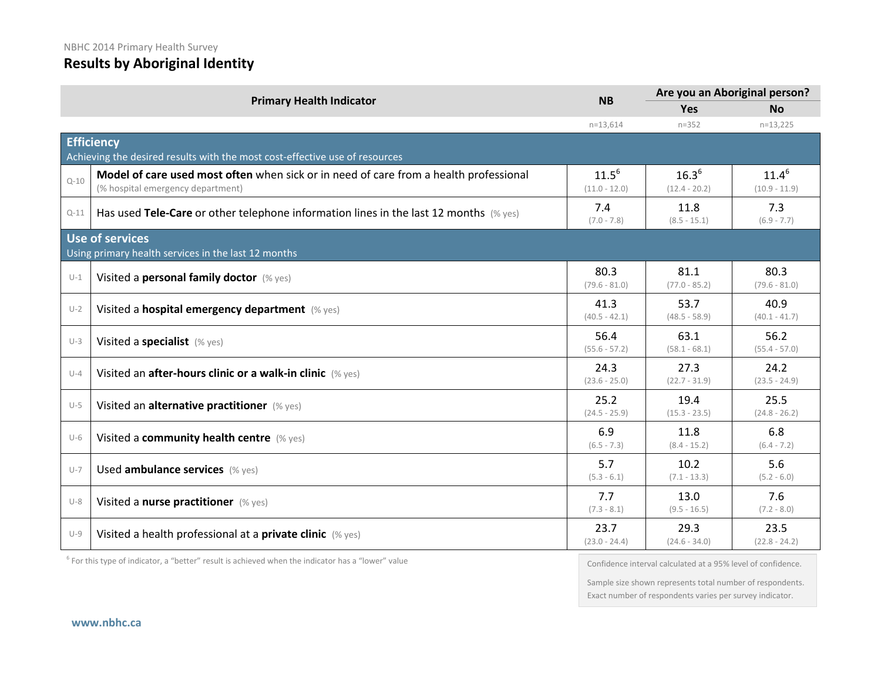NBHC 2014 Primary Health Survey

# Results by Aboriginal Identity

| | Primary Health Indicator | NB | Are you an Aboriginal person? | |
|---|---|---|---|---|
| | | | Yes | No |
| | | n=13,614 | n=352 | n=13,225 |
| **Efficiency** Achieving the desired results with the most cost-effective use of resources | | | | |
| Q-10 | **Model of care used most often** when sick or in need of care from a health professional (% hospital emergency department) | 11.5[6] (11.0 - 12.0) | 16.3[6] (12.4 - 20.2) | 11.4[6] (10.9 - 11.9) |
| Q-11 | Has used **Tele-Care** or other telephone information lines in the last 12 months (% yes) | 7.4 (7.0 - 7.8) | 11.8 (8.5 - 15.1) | 7.3 (6.9 - 7.7) |
| **Use of services** Using primary health services in the last 12 months | | | | |
| U-1 | Visited a **personal family doctor** (% yes) | 80.3 (79.6 - 81.0) | 81.1 (77.0 - 85.2) | 80.3 (79.6 - 81.0) |
| U-2 | Visited a **hospital emergency department** (% yes) | 41.3 (40.5 - 42.1) | 53.7 (48.5 - 58.9) | 40.9 (40.1 - 41.7) |
| U-3 | Visited a **specialist** (% yes) | 56.4 (55.6 - 57.2) | 63.1 (58.1 - 68.1) | 56.2 (55.4 - 57.0) |
| U-4 | Visited an **after-hours clinic or a walk-in clinic** (% yes) | 24.3 (23.6 - 25.0) | 27.3 (22.7 - 31.9) | 24.2 (23.5 - 24.9) |
| U-5 | Visited an **alternative practitioner** (% yes) | 25.2 (24.5 - 25.9) | 19.4 (15.3 - 23.5) | 25.5 (24.8 - 26.2) |
| U-6 | Visited a **community health centre** (% yes) | 6.9 (6.5 - 7.3) | 11.8 (8.4 - 15.2) | 6.8 (6.4 - 7.2) |
| U-7 | Used **ambulance services** (% yes) | 5.7 (5.3 - 6.1) | 10.2 (7.1 - 13.3) | 5.6 (5.2 - 6.0) |
| U-8 | Visited a **nurse practitioner** (% yes) | 7.7 (7.3 - 8.1) | 13.0 (9.5 - 16.5) | 7.6 (7.2 - 8.0) |
| U-9 | Visited a health professional at a **private clinic** (% yes) | 23.7 (23.0 - 24.4) | 29.3 (24.6 - 34.0) | 23.5 (22.8 - 24.2) |

[6] For this type of indicator, a "better" result is achieved when the indicator has a "lower" value

Confidence interval calculated at a 95% level of confidence.

Sample size shown represents total number of respondents. Exact number of respondents varies per survey indicator.

www.nbhc.ca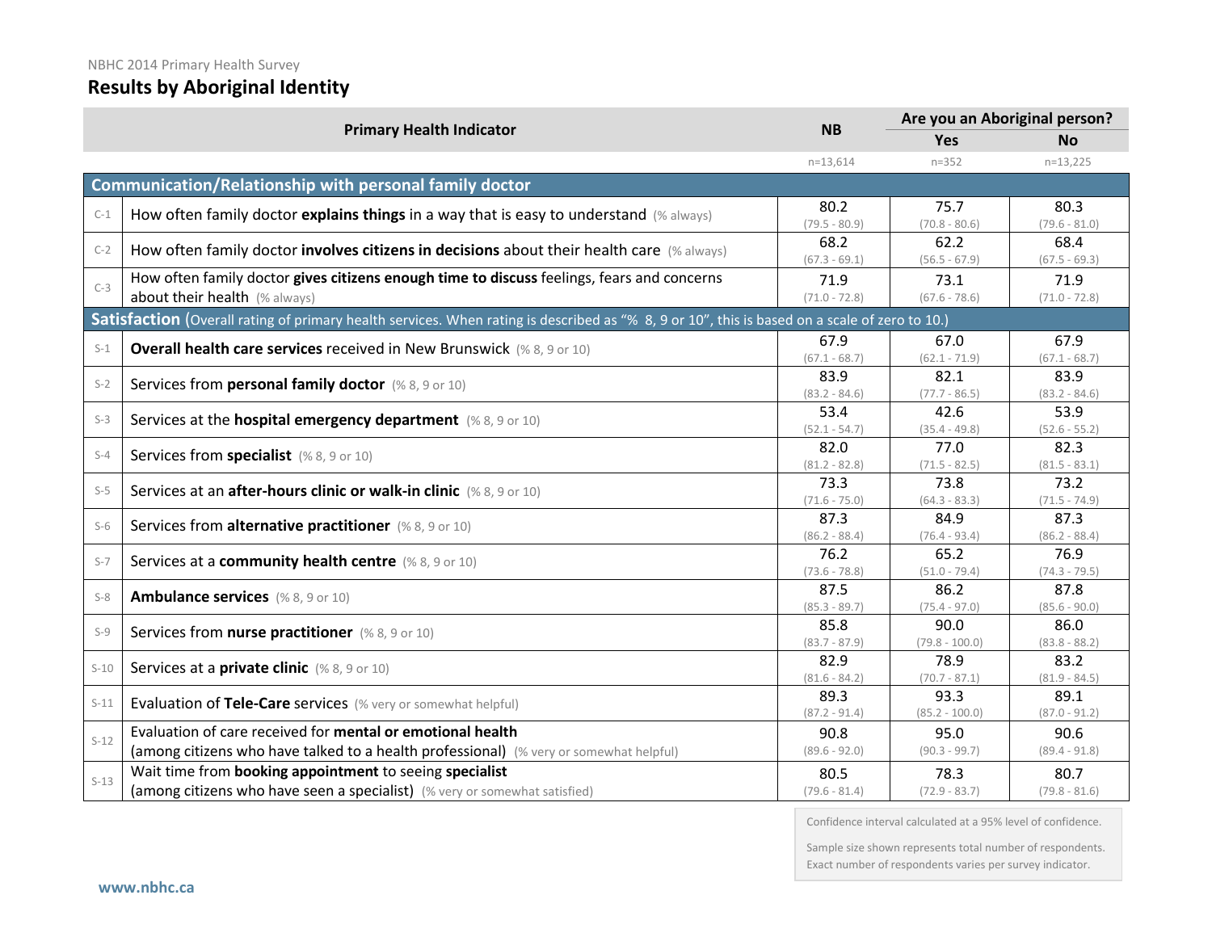NBHC 2014 Primary Health Survey

# Results by Aboriginal Identity

| | Primary Health Indicator | NB | Are you an Aboriginal person? | |
|---|---|---|---|---|
| | | | Yes | No |
| | | n=13,614 | n=352 | n=13,225 |
| **Communication/Relationship with personal family doctor** | | | | |
| C-1 | How often family doctor **explains things** in a way that is easy to understand (% always) | 80.2 (79.5 - 80.9) | 75.7 (70.8 - 80.6) | 80.3 (79.6 - 81.0) |
| C-2 | How often family doctor **involves citizens in decisions** about their health care (% always) | 68.2 (67.3 - 69.1) | 62.2 (56.5 - 67.9) | 68.4 (67.5 - 69.3) |
| C-3 | How often family doctor **gives citizens enough time to discuss** feelings, fears and concerns about their health (% always) | 71.9 (71.0 - 72.8) | 73.1 (67.6 - 78.6) | 71.9 (71.0 - 72.8) |
| **Satisfaction** (Overall rating of primary health services. When rating is described as "% 8, 9 or 10", this is based on a scale of zero to 10.) | | | | |
| S-1 | **Overall health care services** received in New Brunswick (% 8, 9 or 10) | 67.9 (67.1 - 68.7) | 67.0 (62.1 - 71.9) | 67.9 (67.1 - 68.7) |
| S-2 | Services from **personal family doctor** (% 8, 9 or 10) | 83.9 (83.2 - 84.6) | 82.1 (77.7 - 86.5) | 83.9 (83.2 - 84.6) |
| S-3 | Services at the **hospital emergency department** (% 8, 9 or 10) | 53.4 (52.1 - 54.7) | 42.6 (35.4 - 49.8) | 53.9 (52.6 - 55.2) |
| S-4 | Services from **specialist** (% 8, 9 or 10) | 82.0 (81.2 - 82.8) | 77.0 (71.5 - 82.5) | 82.3 (81.5 - 83.1) |
| S-5 | Services at an **after-hours clinic or walk-in clinic** (% 8, 9 or 10) | 73.3 (71.6 - 75.0) | 73.8 (64.3 - 83.3) | 73.2 (71.5 - 74.9) |
| S-6 | Services from **alternative practitioner** (% 8, 9 or 10) | 87.3 (86.2 - 88.4) | 84.9 (76.4 - 93.4) | 87.3 (86.2 - 88.4) |
| S-7 | Services at a **community health centre** (% 8, 9 or 10) | 76.2 (73.6 - 78.8) | 65.2 (51.0 - 79.4) | 76.9 (74.3 - 79.5) |
| S-8 | **Ambulance services** (% 8, 9 or 10) | 87.5 (85.3 - 89.7) | 86.2 (75.4 - 97.0) | 87.8 (85.6 - 90.0) |
| S-9 | Services from **nurse practitioner** (% 8, 9 or 10) | 85.8 (83.7 - 87.9) | 90.0 (79.8 - 100.0) | 86.0 (83.8 - 88.2) |
| S-10 | Services at a **private clinic** (% 8, 9 or 10) | 82.9 (81.6 - 84.2) | 78.9 (70.7 - 87.1) | 83.2 (81.9 - 84.5) |
| S-11 | Evaluation of **Tele-Care** services (% very or somewhat helpful) | 89.3 (87.2 - 91.4) | 93.3 (85.2 - 100.0) | 89.1 (87.0 - 91.2) |
| S-12 | Evaluation of care received for **mental or emotional health** (among citizens who have talked to a health professional) (% very or somewhat helpful) | 90.8 (89.6 - 92.0) | 95.0 (90.3 - 99.7) | 90.6 (89.4 - 91.8) |
| S-13 | Wait time from **booking appointment** to seeing **specialist** (among citizens who have seen a specialist) (% very or somewhat satisfied) | 80.5 (79.6 - 81.4) | 78.3 (72.9 - 83.7) | 80.7 (79.8 - 81.6) |

Confidence interval calculated at a 95% level of confidence.

Sample size shown represents total number of respondents. Exact number of respondents varies per survey indicator.

www.nbhc.ca